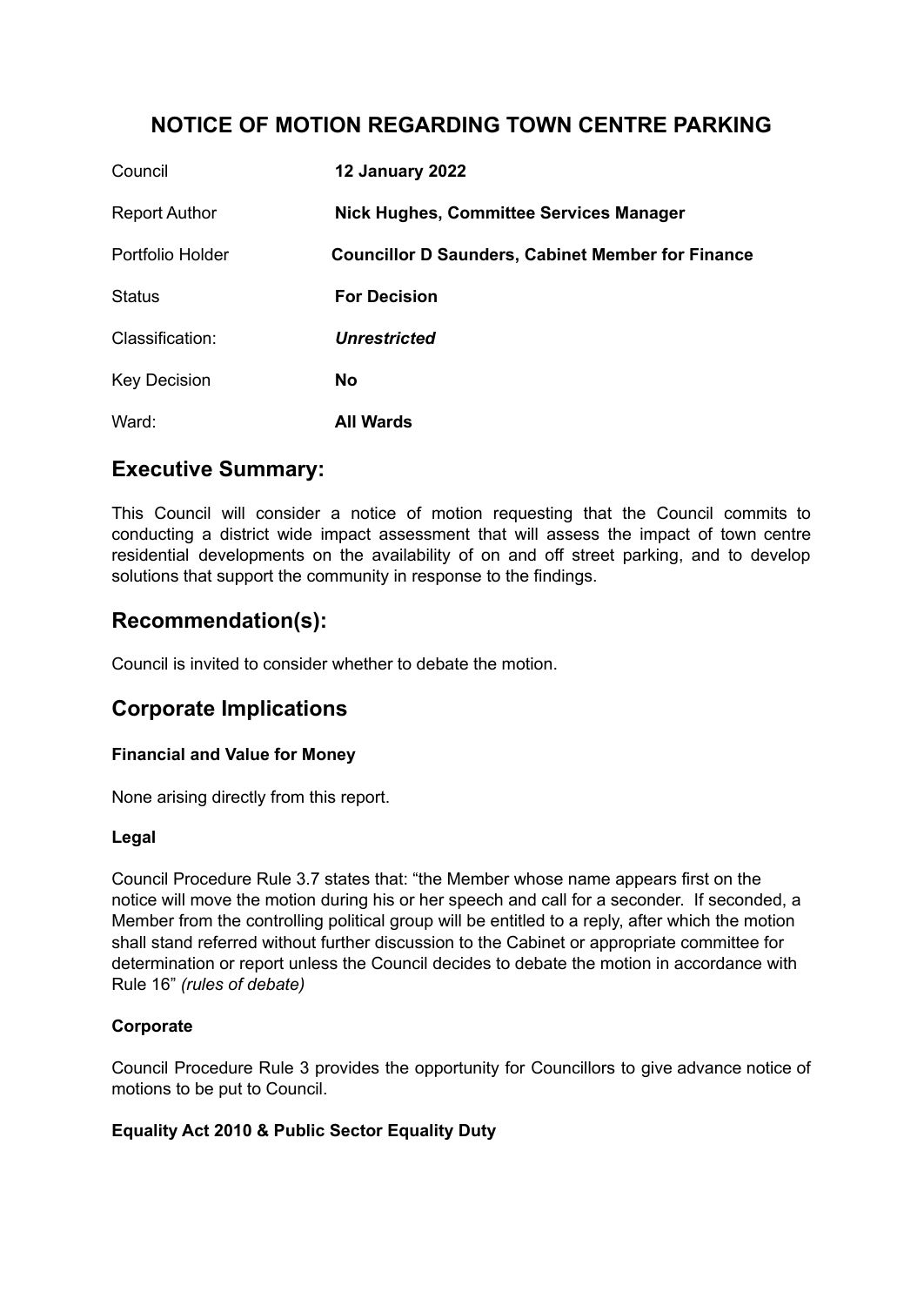# NOTICE OF MOTION REGARDING TOWN CENTRE PARKING

| | |
|---|---|
| Council | **12 January 2022** |
| Report Author | **Nick Hughes, Committee Services Manager** |
| Portfolio Holder | **Councillor D Saunders, Cabinet Member for Finance** |
| Status | **For Decision** |
| Classification: | ***Unrestricted*** |
| Key Decision | **No** |
| Ward: | **All Wards** |

## Executive Summary:

This Council will consider a notice of motion requesting that the Council commits to conducting a district wide impact assessment that will assess the impact of town centre residential developments on the availability of on and off street parking, and to develop solutions that support the community in response to the findings.

## Recommendation(s):

Council is invited to consider whether to debate the motion.

## Corporate Implications

### Financial and Value for Money

None arising directly from this report.

### Legal

Council Procedure Rule 3.7 states that: "the Member whose name appears first on the notice will move the motion during his or her speech and call for a seconder. If seconded, a Member from the controlling political group will be entitled to a reply, after which the motion shall stand referred without further discussion to the Cabinet or appropriate committee for determination or report unless the Council decides to debate the motion in accordance with Rule 16" *(rules of debate)*

### Corporate

Council Procedure Rule 3 provides the opportunity for Councillors to give advance notice of motions to be put to Council.

### Equality Act 2010 & Public Sector Equality Duty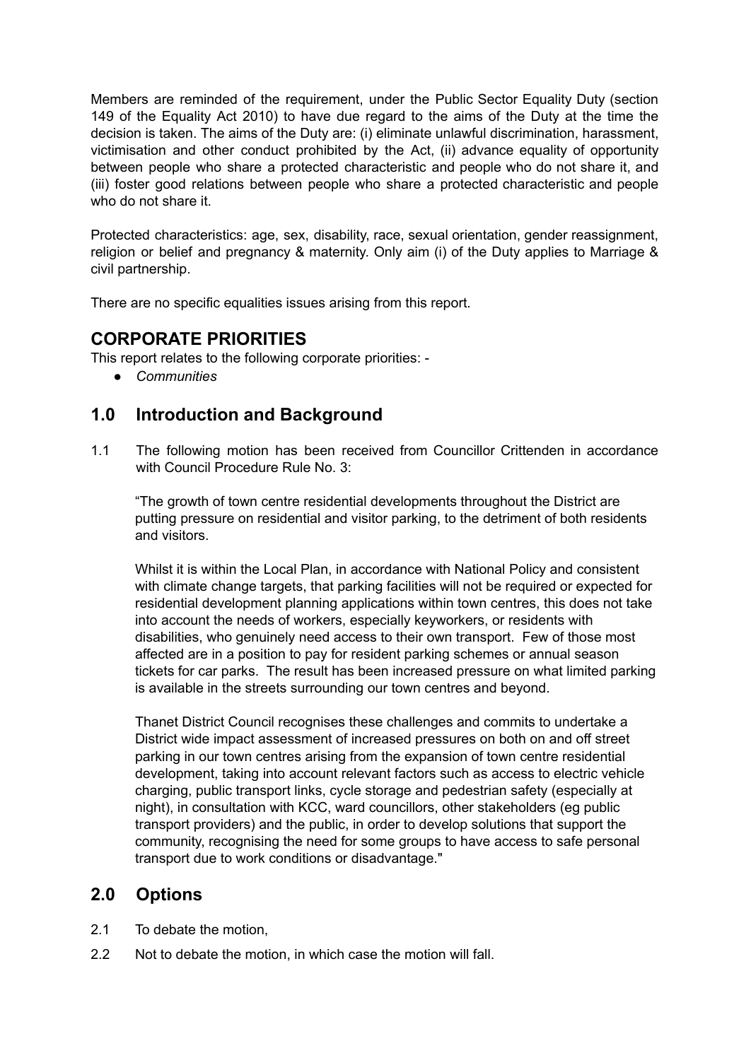Members are reminded of the requirement, under the Public Sector Equality Duty (section 149 of the Equality Act 2010) to have due regard to the aims of the Duty at the time the decision is taken. The aims of the Duty are: (i) eliminate unlawful discrimination, harassment, victimisation and other conduct prohibited by the Act, (ii) advance equality of opportunity between people who share a protected characteristic and people who do not share it, and (iii) foster good relations between people who share a protected characteristic and people who do not share it.

Protected characteristics: age, sex, disability, race, sexual orientation, gender reassignment, religion or belief and pregnancy & maternity. Only aim (i) of the Duty applies to Marriage & civil partnership.

There are no specific equalities issues arising from this report.

## CORPORATE PRIORITIES

This report relates to the following corporate priorities: -

- *Communities*

## 1.0 Introduction and Background

1.1 The following motion has been received from Councillor Crittenden in accordance with Council Procedure Rule No. 3:

> "The growth of town centre residential developments throughout the District are putting pressure on residential and visitor parking, to the detriment of both residents and visitors.
>
> Whilst it is within the Local Plan, in accordance with National Policy and consistent with climate change targets, that parking facilities will not be required or expected for residential development planning applications within town centres, this does not take into account the needs of workers, especially keyworkers, or residents with disabilities, who genuinely need access to their own transport. Few of those most affected are in a position to pay for resident parking schemes or annual season tickets for car parks. The result has been increased pressure on what limited parking is available in the streets surrounding our town centres and beyond.
>
> Thanet District Council recognises these challenges and commits to undertake a District wide impact assessment of increased pressures on both on and off street parking in our town centres arising from the expansion of town centre residential development, taking into account relevant factors such as access to electric vehicle charging, public transport links, cycle storage and pedestrian safety (especially at night), in consultation with KCC, ward councillors, other stakeholders (eg public transport providers) and the public, in order to develop solutions that support the community, recognising the need for some groups to have access to safe personal transport due to work conditions or disadvantage."

## 2.0 Options

2.1 To debate the motion,

2.2 Not to debate the motion, in which case the motion will fall.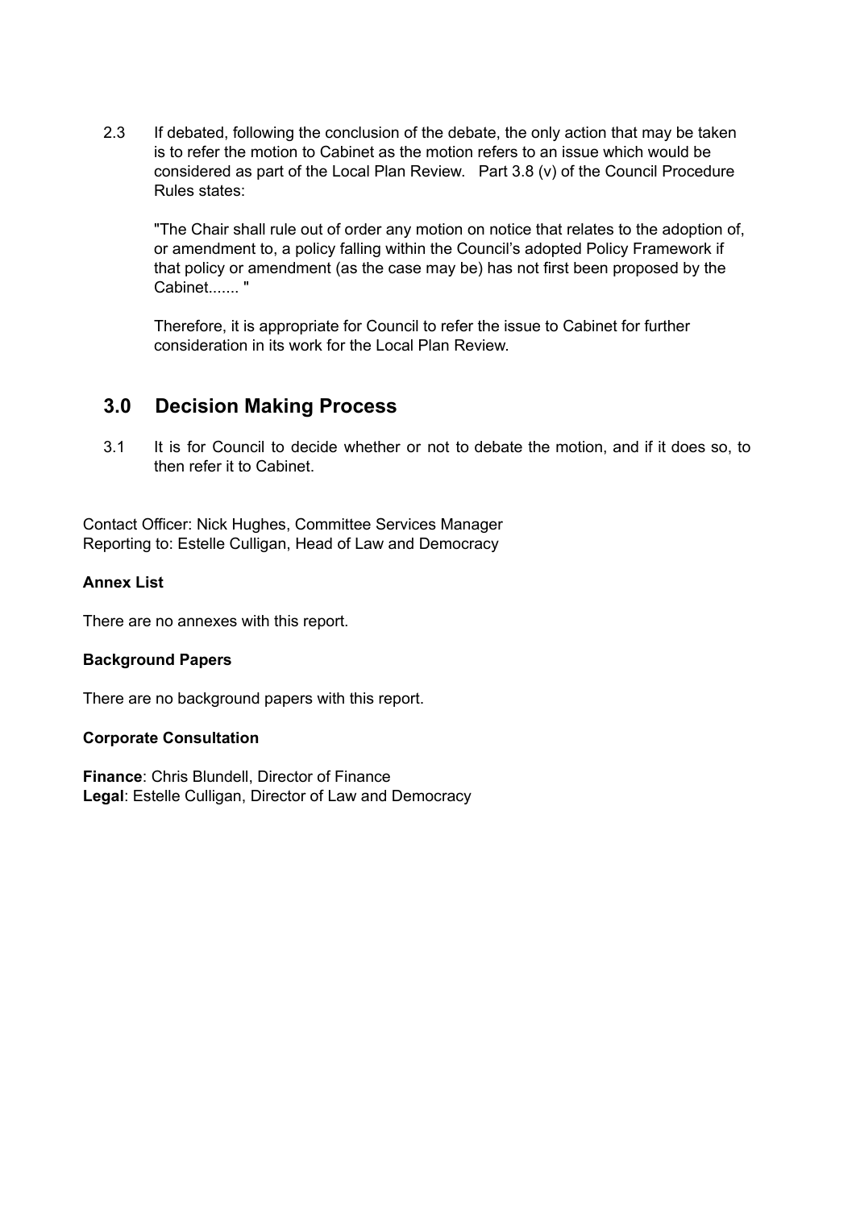2.3 If debated, following the conclusion of the debate, the only action that may be taken is to refer the motion to Cabinet as the motion refers to an issue which would be considered as part of the Local Plan Review. Part 3.8 (v) of the Council Procedure Rules states:

"The Chair shall rule out of order any motion on notice that relates to the adoption of, or amendment to, a policy falling within the Council's adopted Policy Framework if that policy or amendment (as the case may be) has not first been proposed by the Cabinet....... "

Therefore, it is appropriate for Council to refer the issue to Cabinet for further consideration in its work for the Local Plan Review.

## 3.0 Decision Making Process

3.1 It is for Council to decide whether or not to debate the motion, and if it does so, to then refer it to Cabinet.

Contact Officer: Nick Hughes, Committee Services Manager
Reporting to: Estelle Culligan, Head of Law and Democracy

**Annex List**

There are no annexes with this report.

**Background Papers**

There are no background papers with this report.

**Corporate Consultation**

**Finance**: Chris Blundell, Director of Finance
**Legal**: Estelle Culligan, Director of Law and Democracy